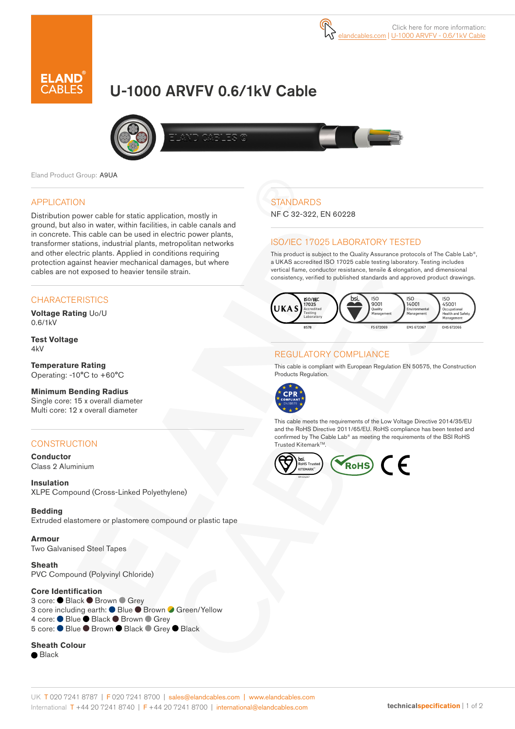Click here for more information: elandcables.com | U-1000 ARVFV - 0.6/1kV Cable

ELAND® CABLES

# U-1000 ARVFV 0.6/1kV Cable

Eland Product Group: A9UA

## APPLICATION

Distribution power cable for static application, mostly in ground, but also in water, within facilities, in cable canals and in concrete. This cable can be used in electric power plants, transformer stations, industrial plants, metropolitan networks and other electric plants. Applied in conditions requiring protection against heavier mechanical damages, but where cables are not exposed to heavier tensile strain.

## CHARACTERISTICS

**Voltage Rating** Uo/U
0.6/1kV

**Test Voltage**
4kV

**Temperature Rating**
Operating: -10°C to +60°C

**Minimum Bending Radius**
Single core: 15 x overall diameter
Multi core: 12 x overall diameter

## CONSTRUCTION

**Conductor**
Class 2 Aluminium

**Insulation**
XLPE Compound (Cross-Linked Polyethylene)

**Bedding**
Extruded elastomere or plastomere compound or plastic tape

**Armour**
Two Galvanised Steel Tapes

**Sheath**
PVC Compound (Polyvinyl Chloride)

**Core Identification**
3 core: Black, Brown, Grey
3 core including earth: Blue, Brown, Green/Yellow
4 core: Blue, Black, Brown, Grey
5 core: Blue, Brown, Black, Grey, Black

**Sheath Colour**
Black

## STANDARDS

NF C 32-322, EN 60228

## ISO/IEC 17025 LABORATORY TESTED

This product is subject to the Quality Assurance protocols of The Cable Lab®, a UKAS accredited ISO 17025 cable testing laboratory. Testing includes vertical flame, conductor resistance, tensile & elongation, and dimensional consistency, verified to published standards and approved product drawings.

UKAS ISO/IEC 17025 Accredited Testing Laboratory 8578 | bsi. ISO 9001 Quality Management FS 672069 | ISO 14001 Environmental Management EMS 672067 | ISO 45001 Occupational Health and Safety Management OHS 672066

## REGULATORY COMPLIANCE

This cable is compliant with European Regulation EN 50575, the Construction Products Regulation.

CPR COMPLIANT EN 50575

This cable meets the requirements of the Low Voltage Directive 2014/35/EU and the RoHS Directive 2011/65/EU. RoHS compliance has been tested and confirmed by The Cable Lab® as meeting the requirements of the BSI RoHS Trusted Kitemark™.

bsi. RoHS Trusted KITEMARK™ | RoHS | CE

UK T 020 7241 8787 | F 020 7241 8700 | sales@elandcables.com | www.elandcables.com
International T +44 20 7241 8740 | F +44 20 7241 8700 | international@elandcables.com

technicalspecification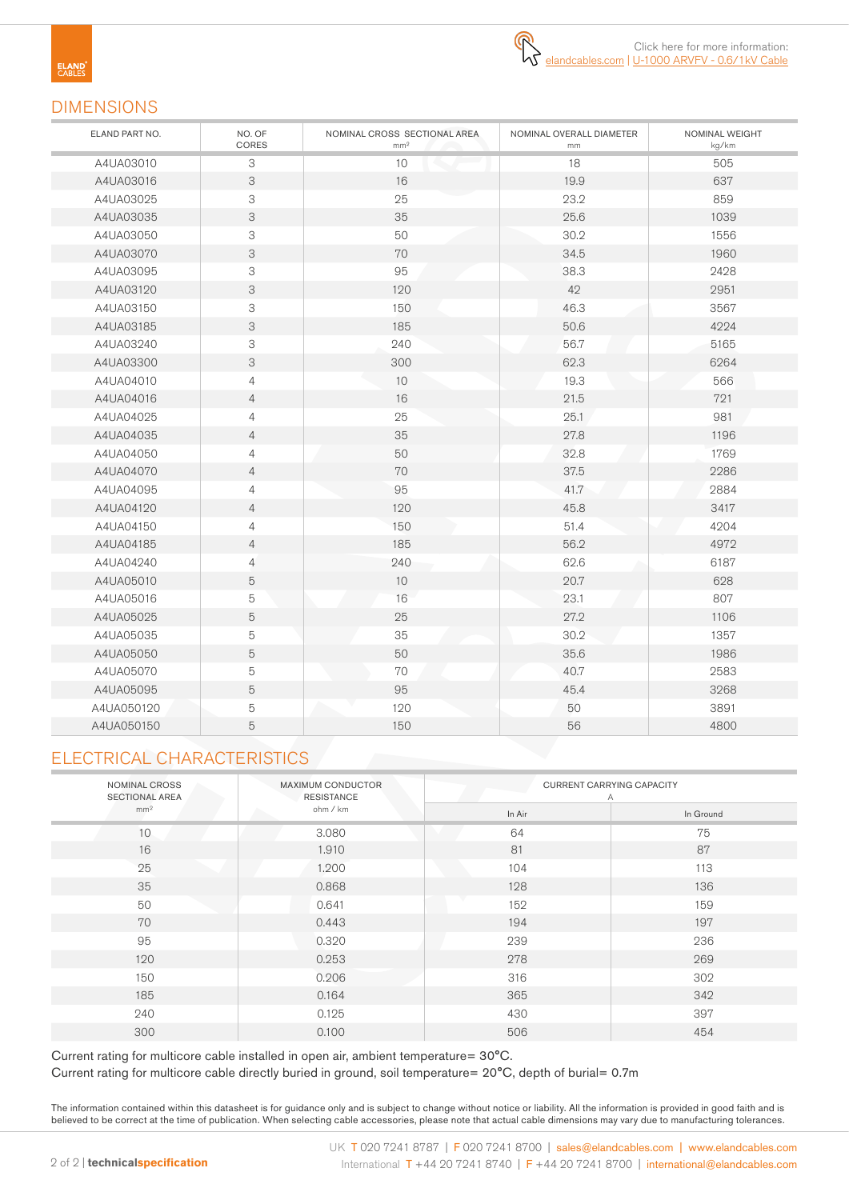Click here for more information: elandcables.com | U-1000 ARVFV - 0.6/1kV Cable

## DIMENSIONS

| ELAND PART NO. | NO. OF CORES | NOMINAL CROSS SECTIONAL AREA mm² | NOMINAL OVERALL DIAMETER mm | NOMINAL WEIGHT kg/km |
|---|---|---|---|---|
| A4UA03010 | 3 | 10 | 18 | 505 |
| A4UA03016 | 3 | 16 | 19.9 | 637 |
| A4UA03025 | 3 | 25 | 23.2 | 859 |
| A4UA03035 | 3 | 35 | 25.6 | 1039 |
| A4UA03050 | 3 | 50 | 30.2 | 1556 |
| A4UA03070 | 3 | 70 | 34.5 | 1960 |
| A4UA03095 | 3 | 95 | 38.3 | 2428 |
| A4UA03120 | 3 | 120 | 42 | 2951 |
| A4UA03150 | 3 | 150 | 46.3 | 3567 |
| A4UA03185 | 3 | 185 | 50.6 | 4224 |
| A4UA03240 | 3 | 240 | 56.7 | 5165 |
| A4UA03300 | 3 | 300 | 62.3 | 6264 |
| A4UA04010 | 4 | 10 | 19.3 | 566 |
| A4UA04016 | 4 | 16 | 21.5 | 721 |
| A4UA04025 | 4 | 25 | 25.1 | 981 |
| A4UA04035 | 4 | 35 | 27.8 | 1196 |
| A4UA04050 | 4 | 50 | 32.8 | 1769 |
| A4UA04070 | 4 | 70 | 37.5 | 2286 |
| A4UA04095 | 4 | 95 | 41.7 | 2884 |
| A4UA04120 | 4 | 120 | 45.8 | 3417 |
| A4UA04150 | 4 | 150 | 51.4 | 4204 |
| A4UA04185 | 4 | 185 | 56.2 | 4972 |
| A4UA04240 | 4 | 240 | 62.6 | 6187 |
| A4UA05010 | 5 | 10 | 20.7 | 628 |
| A4UA05016 | 5 | 16 | 23.1 | 807 |
| A4UA05025 | 5 | 25 | 27.2 | 1106 |
| A4UA05035 | 5 | 35 | 30.2 | 1357 |
| A4UA05050 | 5 | 50 | 35.6 | 1986 |
| A4UA05070 | 5 | 70 | 40.7 | 2583 |
| A4UA05095 | 5 | 95 | 45.4 | 3268 |
| A4UA050120 | 5 | 120 | 50 | 3891 |
| A4UA050150 | 5 | 150 | 56 | 4800 |

## ELECTRICAL CHARACTERISTICS

| NOMINAL CROSS SECTIONAL AREA mm² | MAXIMUM CONDUCTOR RESISTANCE ohm / km | CURRENT CARRYING CAPACITY A | |
|---|---|---|---|
| | | In Air | In Ground |
| 10 | 3.080 | 64 | 75 |
| 16 | 1.910 | 81 | 87 |
| 25 | 1.200 | 104 | 113 |
| 35 | 0.868 | 128 | 136 |
| 50 | 0.641 | 152 | 159 |
| 70 | 0.443 | 194 | 197 |
| 95 | 0.320 | 239 | 236 |
| 120 | 0.253 | 278 | 269 |
| 150 | 0.206 | 316 | 302 |
| 185 | 0.164 | 365 | 342 |
| 240 | 0.125 | 430 | 397 |
| 300 | 0.100 | 506 | 454 |

Current rating for multicore cable installed in open air, ambient temperature= 30°C.
Current rating for multicore cable directly buried in ground, soil temperature= 20°C, depth of burial= 0.7m

The information contained within this datasheet is for guidance only and is subject to change without notice or liability. All the information is provided in good faith and is believed to be correct at the time of publication. When selecting cable accessories, please note that actual cable dimensions may vary due to manufacturing tolerances.

**technicalspecification**

UK T 020 7241 8787 | F 020 7241 8700 | sales@elandcables.com | www.elandcables.com
International T +44 20 7241 8740 | F +44 20 7241 8700 | international@elandcables.com